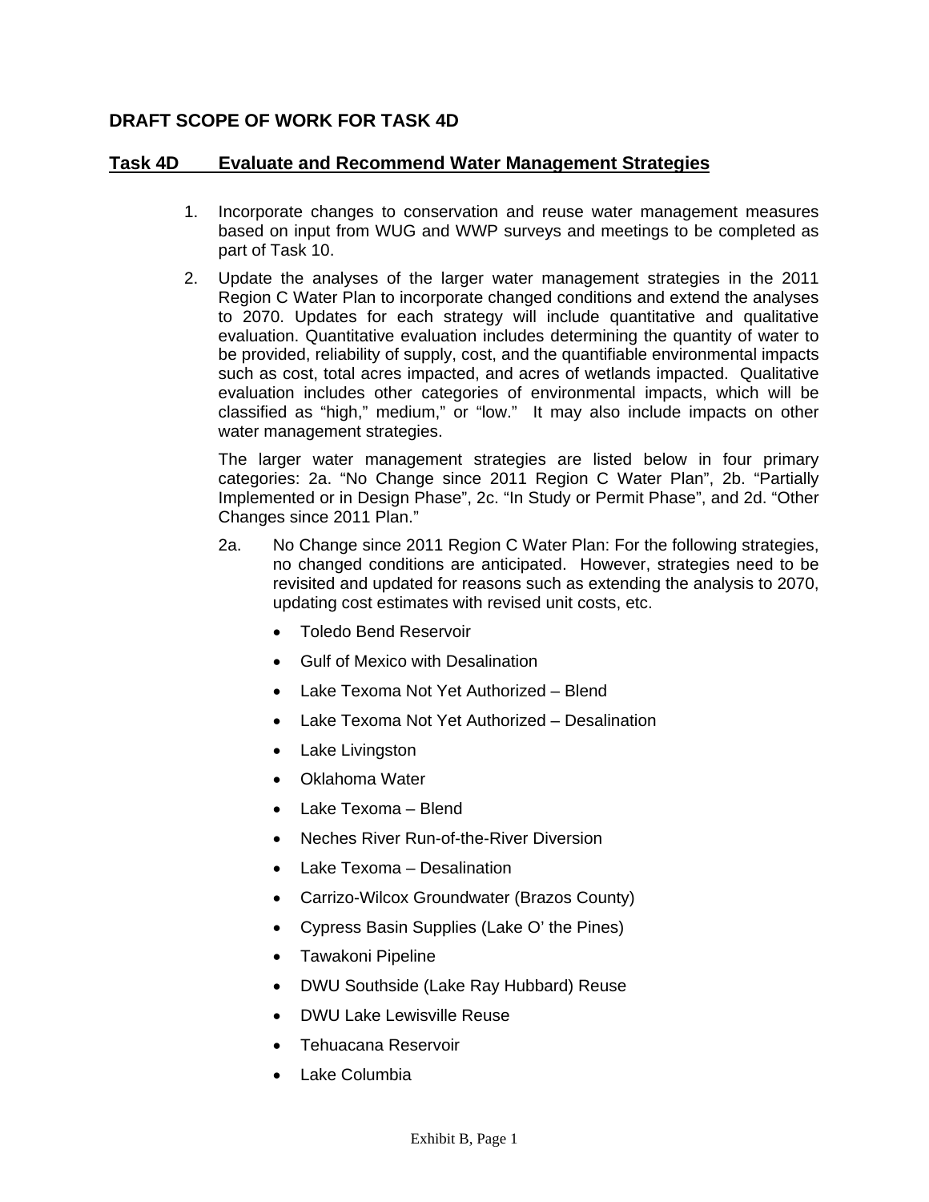## DRAFT SCOPE OF WORK FOR TASK 4D

### Task 4D Evaluate and Recommend Water Management Strategies

1. Incorporate changes to conservation and reuse water management measures based on input from WUG and WWP surveys and meetings to be completed as part of Task 10.

2. Update the analyses of the larger water management strategies in the 2011 Region C Water Plan to incorporate changed conditions and extend the analyses to 2070. Updates for each strategy will include quantitative and qualitative evaluation. Quantitative evaluation includes determining the quantity of water to be provided, reliability of supply, cost, and the quantifiable environmental impacts such as cost, total acres impacted, and acres of wetlands impacted. Qualitative evaluation includes other categories of environmental impacts, which will be classified as "high," medium," or "low." It may also include impacts on other water management strategies.

   The larger water management strategies are listed below in four primary categories: 2a. "No Change since 2011 Region C Water Plan", 2b. "Partially Implemented or in Design Phase", 2c. "In Study or Permit Phase", and 2d. "Other Changes since 2011 Plan."

   2a. No Change since 2011 Region C Water Plan: For the following strategies, no changed conditions are anticipated. However, strategies need to be revisited and updated for reasons such as extending the analysis to 2070, updating cost estimates with revised unit costs, etc.

   - Toledo Bend Reservoir
   - Gulf of Mexico with Desalination
   - Lake Texoma Not Yet Authorized – Blend
   - Lake Texoma Not Yet Authorized – Desalination
   - Lake Livingston
   - Oklahoma Water
   - Lake Texoma – Blend
   - Neches River Run-of-the-River Diversion
   - Lake Texoma – Desalination
   - Carrizo-Wilcox Groundwater (Brazos County)
   - Cypress Basin Supplies (Lake O' the Pines)
   - Tawakoni Pipeline
   - DWU Southside (Lake Ray Hubbard) Reuse
   - DWU Lake Lewisville Reuse
   - Tehuacana Reservoir
   - Lake Columbia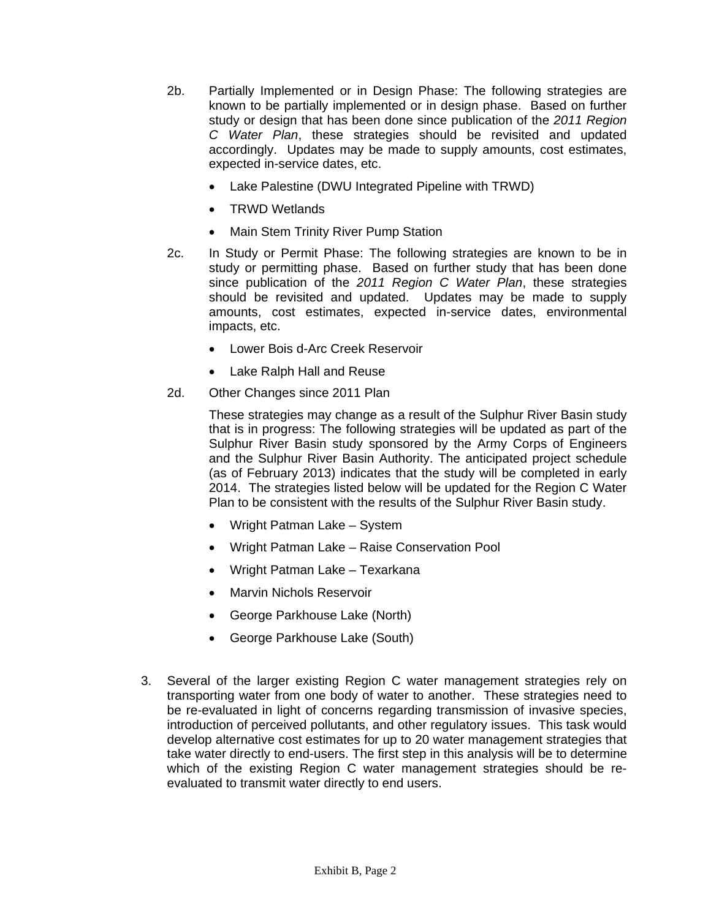2b. Partially Implemented or in Design Phase: The following strategies are known to be partially implemented or in design phase. Based on further study or design that has been done since publication of the *2011 Region C Water Plan*, these strategies should be revisited and updated accordingly. Updates may be made to supply amounts, cost estimates, expected in-service dates, etc.

- Lake Palestine (DWU Integrated Pipeline with TRWD)
- TRWD Wetlands
- Main Stem Trinity River Pump Station

2c. In Study or Permit Phase: The following strategies are known to be in study or permitting phase. Based on further study that has been done since publication of the *2011 Region C Water Plan*, these strategies should be revisited and updated. Updates may be made to supply amounts, cost estimates, expected in-service dates, environmental impacts, etc.

- Lower Bois d-Arc Creek Reservoir
- Lake Ralph Hall and Reuse

2d. Other Changes since 2011 Plan

These strategies may change as a result of the Sulphur River Basin study that is in progress: The following strategies will be updated as part of the Sulphur River Basin study sponsored by the Army Corps of Engineers and the Sulphur River Basin Authority. The anticipated project schedule (as of February 2013) indicates that the study will be completed in early 2014. The strategies listed below will be updated for the Region C Water Plan to be consistent with the results of the Sulphur River Basin study.

- Wright Patman Lake – System
- Wright Patman Lake – Raise Conservation Pool
- Wright Patman Lake – Texarkana
- Marvin Nichols Reservoir
- George Parkhouse Lake (North)
- George Parkhouse Lake (South)

3. Several of the larger existing Region C water management strategies rely on transporting water from one body of water to another. These strategies need to be re-evaluated in light of concerns regarding transmission of invasive species, introduction of perceived pollutants, and other regulatory issues. This task would develop alternative cost estimates for up to 20 water management strategies that take water directly to end-users. The first step in this analysis will be to determine which of the existing Region C water management strategies should be re-evaluated to transmit water directly to end users.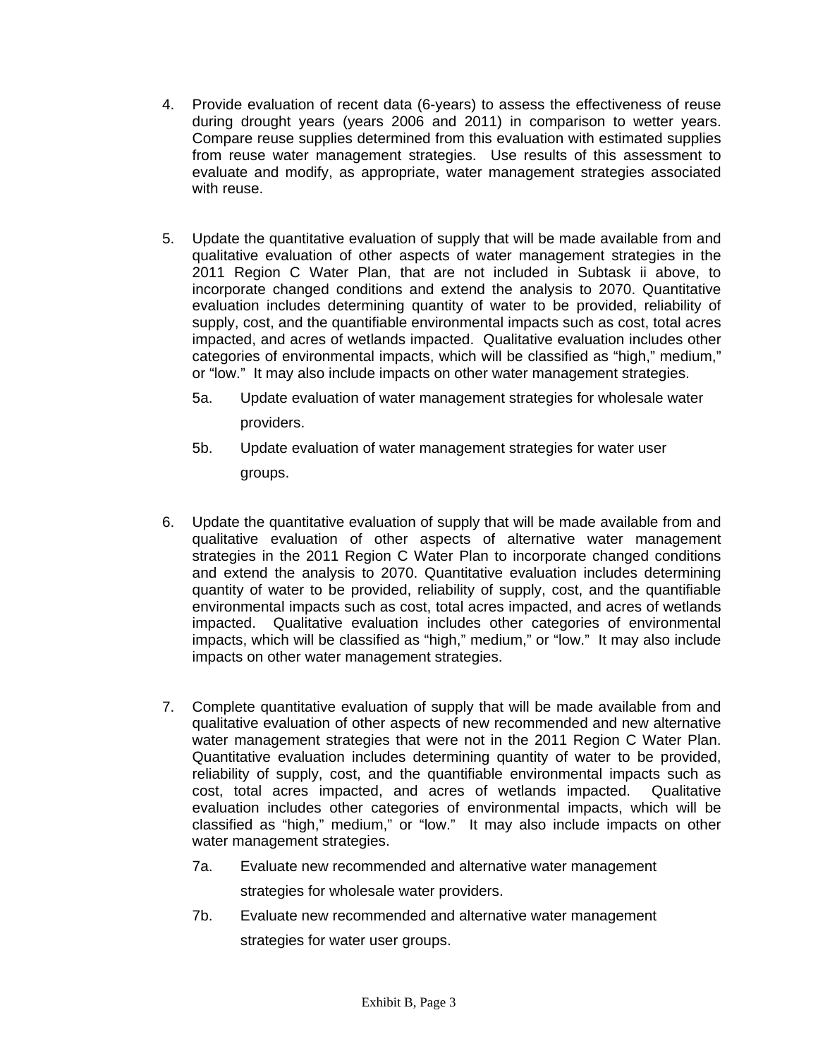4. Provide evaluation of recent data (6-years) to assess the effectiveness of reuse during drought years (years 2006 and 2011) in comparison to wetter years. Compare reuse supplies determined from this evaluation with estimated supplies from reuse water management strategies. Use results of this assessment to evaluate and modify, as appropriate, water management strategies associated with reuse.

5. Update the quantitative evaluation of supply that will be made available from and qualitative evaluation of other aspects of water management strategies in the 2011 Region C Water Plan, that are not included in Subtask ii above, to incorporate changed conditions and extend the analysis to 2070. Quantitative evaluation includes determining quantity of water to be provided, reliability of supply, cost, and the quantifiable environmental impacts such as cost, total acres impacted, and acres of wetlands impacted. Qualitative evaluation includes other categories of environmental impacts, which will be classified as "high," medium," or "low." It may also include impacts on other water management strategies.

   5a. Update evaluation of water management strategies for wholesale water providers.

   5b. Update evaluation of water management strategies for water user groups.

6. Update the quantitative evaluation of supply that will be made available from and qualitative evaluation of other aspects of alternative water management strategies in the 2011 Region C Water Plan to incorporate changed conditions and extend the analysis to 2070. Quantitative evaluation includes determining quantity of water to be provided, reliability of supply, cost, and the quantifiable environmental impacts such as cost, total acres impacted, and acres of wetlands impacted. Qualitative evaluation includes other categories of environmental impacts, which will be classified as "high," medium," or "low." It may also include impacts on other water management strategies.

7. Complete quantitative evaluation of supply that will be made available from and qualitative evaluation of other aspects of new recommended and new alternative water management strategies that were not in the 2011 Region C Water Plan. Quantitative evaluation includes determining quantity of water to be provided, reliability of supply, cost, and the quantifiable environmental impacts such as cost, total acres impacted, and acres of wetlands impacted. Qualitative evaluation includes other categories of environmental impacts, which will be classified as "high," medium," or "low." It may also include impacts on other water management strategies.

   7a. Evaluate new recommended and alternative water management strategies for wholesale water providers.

   7b. Evaluate new recommended and alternative water management strategies for water user groups.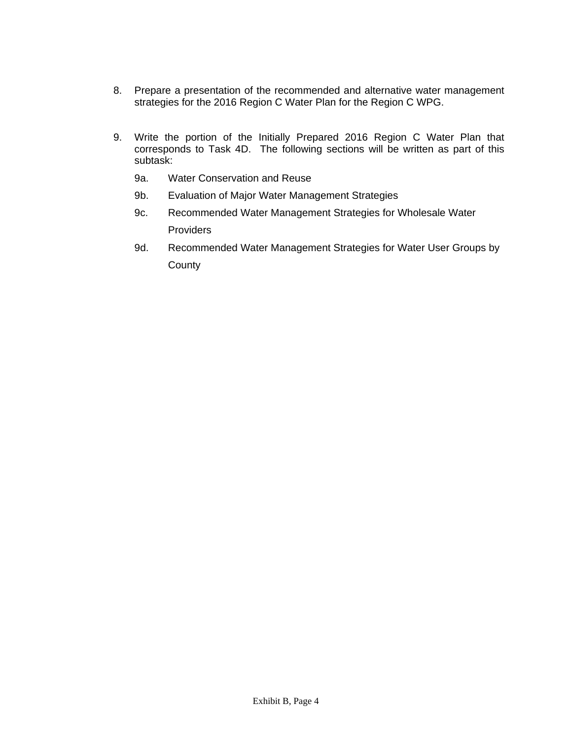8. Prepare a presentation of the recommended and alternative water management strategies for the 2016 Region C Water Plan for the Region C WPG.

9. Write the portion of the Initially Prepared 2016 Region C Water Plan that corresponds to Task 4D. The following sections will be written as part of this subtask:

   9a. Water Conservation and Reuse

   9b. Evaluation of Major Water Management Strategies

   9c. Recommended Water Management Strategies for Wholesale Water Providers

   9d. Recommended Water Management Strategies for Water User Groups by County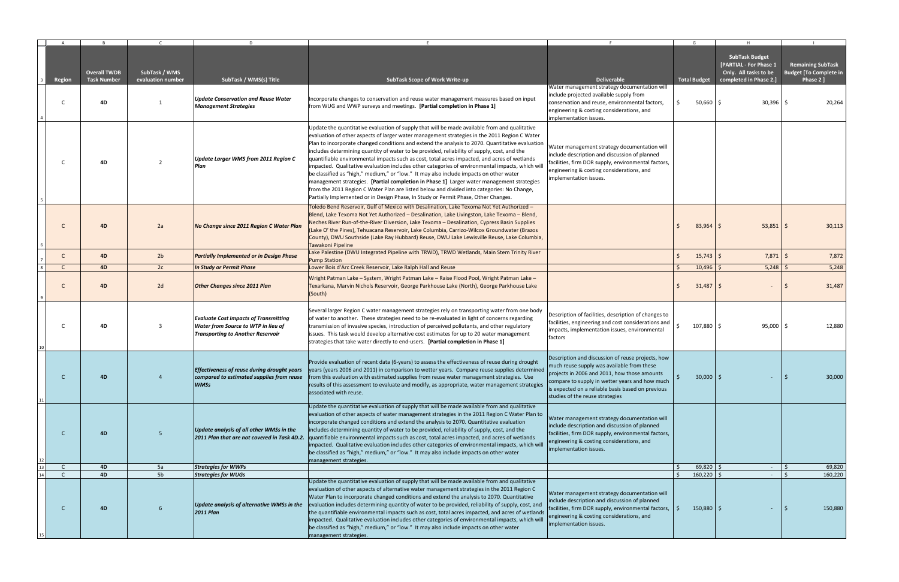| Region | Overall TWDB Task Number | SubTask / WMS evaluation number | SubTask / WMS(s) Title | SubTask Scope of Work Write-up | Deliverable | Total Budget | SubTask Budget [PARTIAL - For Phase 1 Only. All tasks to be completed in Phase 2.] | Remaining SubTask Budget [To Complete in Phase 2 ] |
|---|---|---|---|---|---|---|---|---|
| C | 4D | 1 | *Update Conservation and Reuse Water Management Strategies* | Incorporate changes to conservation and reuse water management measures based on input from WUG and WWP surveys and meetings. **[Partial completion in Phase 1]** | Water management strategy documentation will include projected available supply from conservation and reuse, environmental factors, engineering & costing considerations, and implementation issues. | $ 50,660 | $ 30,396 | $ 20,264 |
| C | 4D | 2 | *Update Larger WMS from 2011 Region C Plan* | Update the quantitative evaluation of supply that will be made available from and qualitative evaluation of other aspects of larger water management strategies in the 2011 Region C Water Plan to incorporate changed conditions and extend the analysis to 2070. Quantitative evaluation includes determining quantity of water to be provided, reliability of supply, cost, and the quantifiable environmental impacts such as cost, total acres impacted, and acres of wetlands impacted. Qualitative evaluation includes other categories of environmental impacts, which will be classified as "high," medium," or "low." It may also include impacts on other water management strategies. **[Partial completion in Phase 1]** Larger water management strategies from the 2011 Region C Water Plan are listed below and divided into categories: No Change, Partially Implemented or in Design Phase, In Study or Permit Phase, Other Changes. | Water management strategy documentation will include description and discussion of planned facilities, firm DOR supply, environmental factors, engineering & costing considerations, and implementation issues. | | | |
| C | 4D | 2a | *No Change since 2011 Region C Water Plan* | Toledo Bend Reservoir, Gulf of Mexico with Desalination, Lake Texoma Not Yet Authorized – Blend, Lake Texoma Not Yet Authorized – Desalination, Lake Livingston, Lake Texoma – Blend, Neches River Run-of-the-River Diversion, Lake Texoma – Desalination, Cypress Basin Supplies (Lake O' the Pines), Tehuacana Reservoir, Lake Columbia, Carrizo-Wilcox Groundwater (Brazos County), DWU Southside (Lake Ray Hubbard) Reuse, DWU Lake Lewisville Reuse, Lake Columbia, Tawakoni Pipeline | | $ 83,964 | $ 53,851 | $ 30,113 |
| C | 4D | 2b | *Partially Implemented or in Design Phase* | Lake Palestine (DWU Integrated Pipeline with TRWD), TRWD Wetlands, Main Stem Trinity River Pump Station | | $ 15,743 | $ 7,871 | $ 7,872 |
| C | 4D | 2c | *In Study or Permit Phase* | Lower Bois d'Arc Creek Reservoir, Lake Ralph Hall and Reuse | | $ 10,496 | $ 5,248 | $ 5,248 |
| C | 4D | 2d | *Other Changes since 2011 Plan* | Wright Patman Lake – System, Wright Patman Lake – Raise Flood Pool, Wright Patman Lake – Texarkana, Marvin Nichols Reservoir, George Parkhouse Lake (North), George Parkhouse Lake (South) | | $ 31,487 | $ - | $ 31,487 |
| C | 4D | 3 | *Evaluate Cost Impacts of Transmitting Water from Source to WTP in lieu of Transporting to Another Reservoir* | Several larger Region C water management strategies rely on transporting water from one body of water to another. These strategies need to be re-evaluated in light of concerns regarding transmission of invasive species, introduction of perceived pollutants, and other regulatory issues. This task would develop alternative cost estimates for up to 20 water management strategies that take water directly to end-users. **[Partial completion in Phase 1]** | Description of facilities, description of changes to facilities, engineering and cost considerations and impacts, implementation issues, environmental factors | $ 107,880 | $ 95,000 | $ 12,880 |
| C | 4D | 4 | *Effectiveness of reuse during drought years compared to estimated supplies from reuse WMSs* | Provide evaluation of recent data (6-years) to assess the effectiveness of reuse during drought years (years 2006 and 2011) in comparison to wetter years. Compare reuse supplies determined from this evaluation with estimated supplies from reuse water management strategies. Use results of this assessment to evaluate and modify, as appropriate, water management strategies associated with reuse. | Description and discussion of reuse projects, how much reuse supply was available from these projects in 2006 and 2011, how those amounts compare to supply in wetter years and how much is expected on a reliable basis based on previous studies of the reuse strategies | $ 30,000 | $ - | $ 30,000 |
| C | 4D | 5 | *Update analysis of all other WMSs in the 2011 Plan that are not covered in Task 4D.2.* | Update the quantitative evaluation of supply that will be made available from and qualitative evaluation of other aspects of water management strategies in the 2011 Region C Water Plan to incorporate changed conditions and extend the analysis to 2070. Quantitative evaluation includes determining quantity of water to be provided, reliability of supply, cost, and the quantifiable environmental impacts such as cost, total acres impacted, and acres of wetlands impacted. Qualitative evaluation includes other categories of environmental impacts, which will be classified as "high," medium," or "low." It may also include impacts on other water management strategies. | Water management strategy documentation will include description and discussion of planned facilities, firm DOR supply, environmental factors, engineering & costing considerations, and implementation issues. | | | |
| C | 4D | 5a | *Strategies for WWPs* | | | $ 69,820 | $ - | $ 69,820 |
| C | 4D | 5b | *Strategies for WUGs* | | | $ 160,220 | $ - | $ 160,220 |
| C | 4D | 6 | *Update analysis of alternative WMSs in the 2011 Plan* | Update the quantitative evaluation of supply that will be made available from and qualitative evaluation of other aspects of alternative water management strategies in the 2011 Region C Water Plan to incorporate changed conditions and extend the analysis to 2070. Quantitative evaluation includes determining quantity of water to be provided, reliability of supply, cost, and the quantifiable environmental impacts such as cost, total acres impacted, and acres of wetlands impacted. Qualitative evaluation includes other categories of environmental impacts, which will be classified as "high," medium," or "low." It may also include impacts on other water management strategies. | Water management strategy documentation will include description and discussion of planned facilities, firm DOR supply, environmental factors, engineering & costing considerations, and implementation issues. | $ 150,880 | $ - | $ 150,880 |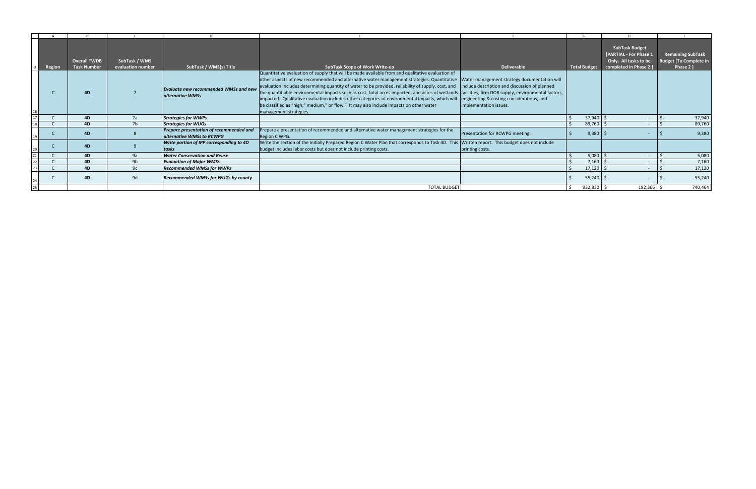| Region | Overall TWDB Task Number | SubTask / WMS evaluation number | SubTask / WMS(s) Title | SubTask Scope of Work Write-up | Deliverable | Total Budget | SubTask Budget [PARTIAL - For Phase 1 Only. All tasks to be completed in Phase 2.] | Remaining SubTask Budget [To Complete in Phase 2 ] |
|---|---|---|---|---|---|---|---|---|
| C | 4D | 7 | *Evaluate new recommended WMSs and new alternative WMSs* | Quantitative evaluation of supply that will be made available from and qualitative evaluation of other aspects of new recommended and alternative water management strategies. Quantitative evaluation includes determining quantity of water to be provided, reliability of supply, cost, and the quantifiable environmental impacts such as cost, total acres impacted, and acres of wetlands impacted. Qualitative evaluation includes other categories of environmental impacts, which will be classified as "high," medium," or "low." It may also include impacts on other water management strategies. | Water management strategy documentation will include description and discussion of planned facilities, firm DOR supply, environmental factors, engineering & costing considerations, and implementation issues. | | | |
| C | 4D | 7a | *Strategies for WWPs* | | | $ 37,940 | $ - | $ 37,940 |
| C | 4D | 7b | *Strategies for WUGs* | | | $ 89,760 | $ - | $ 89,760 |
| C | 4D | 8 | *Prepare presentation of recommended and alternative WMSs to RCWPG* | Prepare a presentation of recommended and alternative water management strategies for the Region C WPG. | Presentation for RCWPG meeting. | $ 9,380 | $ - | $ 9,380 |
| C | 4D | 9 | *Write portion of IPP corresponding to 4D tasks* | Write the section of the Initially Prepared Region C Water Plan that corresponds to Task 4D. This budget includes labor costs but does not include printing costs. | Written report. This budget does not include printing costs. | | | |
| C | 4D | 9a | *Water Conservation and Reuse* | | | $ 5,080 | $ - | $ 5,080 |
| C | 4D | 9b | *Evaluation of Major WMSs* | | | $ 7,160 | $ - | $ 7,160 |
| C | 4D | 9c | *Recommended WMSs for WWPs* | | | $ 17,120 | $ - | $ 17,120 |
| C | 4D | 9d | *Recommended WMSs for WUGs by county* | | | $ 55,240 | $ - | $ 55,240 |
| | | | | TOTAL BUDGET | | $ 932,830 | $ 192,366 | $ 740,464 |